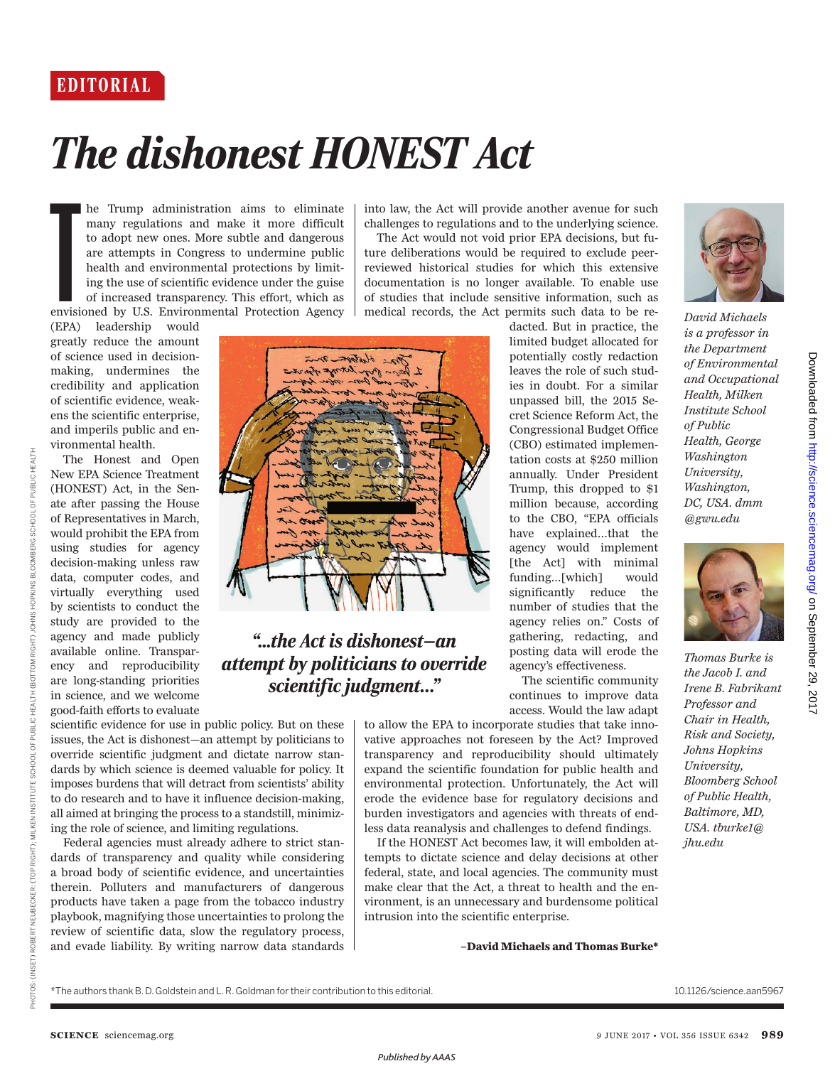EDITORIAL

# The dishonest HONEST Act

The Trump administration aims to eliminate many regulations and make it more difficult to adopt new ones. More subtle and dangerous are attempts in Congress to undermine public health and environmental protections by limiting the use of scientific evidence under the guise of increased transparency. This effort, which as envisioned by U.S. Environmental Protection Agency (EPA) leadership would greatly reduce the amount of science used in decision-making, undermines the credibility and application of scientific evidence, weakens the scientific enterprise, and imperils public and environmental health.

The Honest and Open New EPA Science Treatment (HONEST) Act, in the Senate after passing the House of Representatives in March, would prohibit the EPA from using studies for agency decision-making unless raw data, computer codes, and virtually everything used by scientists to conduct the study are provided to the agency and made publicly available online. Transparency and reproducibility are long-standing priorities in science, and we welcome good-faith efforts to evaluate scientific evidence for use in public policy. But on these issues, the Act is dishonest—an attempt by politicians to override scientific judgment and dictate narrow standards by which science is deemed valuable for policy. It imposes burdens that will detract from scientists' ability to do research and to have it influence decision-making, all aimed at bringing the process to a standstill, minimizing the role of science, and limiting regulations.

> *"...the Act is dishonest—an attempt by politicians to override scientific judgment..."*

Federal agencies must already adhere to strict standards of transparency and quality while considering a broad body of scientific evidence, and uncertainties therein. Polluters and manufacturers of dangerous products have taken a page from the tobacco industry playbook, magnifying those uncertainties to prolong the review of scientific data, slow the regulatory process, and evade liability. By writing narrow data standards into law, the Act will provide another avenue for such challenges to regulations and to the underlying science.

The Act would not void prior EPA decisions, but future deliberations would be required to exclude peer-reviewed historical studies for which this extensive documentation is no longer available. To enable use of studies that include sensitive information, such as medical records, the Act permits such data to be redacted. But in practice, the limited budget allocated for potentially costly redaction leaves the role of such studies in doubt. For a similar unpassed bill, the 2015 Secret Science Reform Act, the Congressional Budget Office (CBO) estimated implementation costs at $250 million annually. Under President Trump, this dropped to $1 million because, according to the CBO, "EPA officials have explained...that the agency would implement [the Act] with minimal funding...[which] would significantly reduce the number of studies that the agency relies on." Costs of gathering, redacting, and posting data will erode the agency's effectiveness.

The scientific community continues to improve data access. Would the law adapt to allow the EPA to incorporate studies that take innovative approaches not foreseen by the Act? Improved transparency and reproducibility should ultimately expand the scientific foundation for public health and environmental protection. Unfortunately, the Act will erode the evidence base for regulatory decisions and burden investigators and agencies with threats of endless data reanalysis and challenges to defend findings.

If the HONEST Act becomes law, it will embolden attempts to dictate science and delay decisions at other federal, state, and local agencies. The community must make clear that the Act, a threat to health and the environment, is an unnecessary and burdensome political intrusion into the scientific enterprise.

**–David Michaels and Thomas Burke***

*David Michaels is a professor in the Department of Environmental and Occupational Health, Milken Institute School of Public Health, George Washington University, Washington, DC, USA. dmm@gwu.edu*

*Thomas Burke is the Jacob I. and Irene B. Fabrikant Professor and Chair in Health, Risk and Society, Johns Hopkins University, Bloomberg School of Public Health, Baltimore, MD, USA. tburke1@jhu.edu*

*The authors thank B. D. Goldstein and L. R. Goldman for their contribution to this editorial.

10.1126/science.aan5967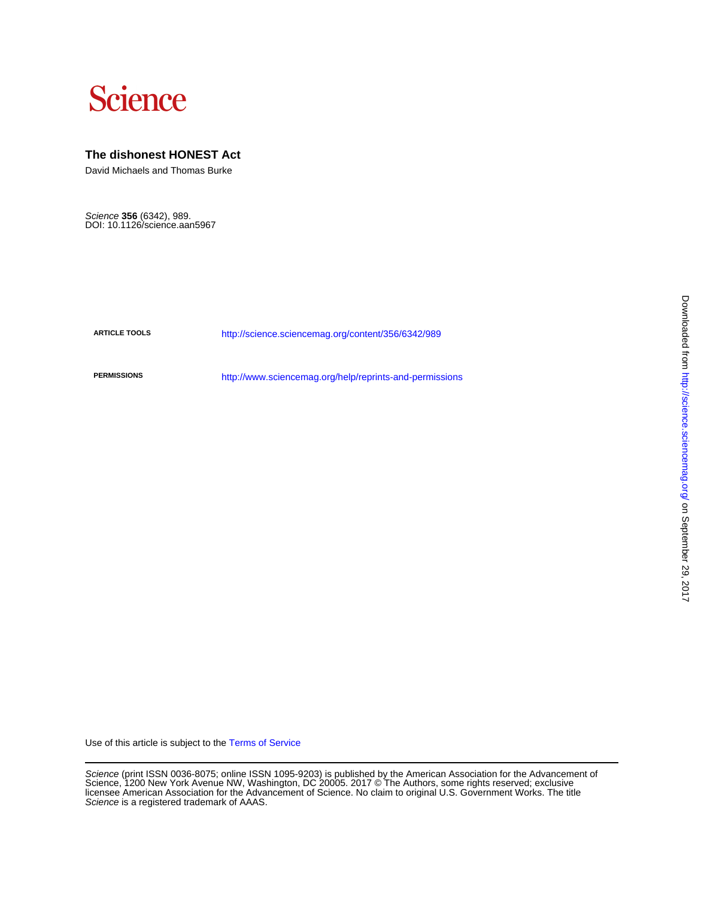Science

# The dishonest HONEST Act

David Michaels and Thomas Burke

*Science* **356** (6342), 989.
DOI: 10.1126/science.aan5967

**ARTICLE TOOLS** http://science.sciencemag.org/content/356/6342/989

**PERMISSIONS** http://www.sciencemag.org/help/reprints-and-permissions

Use of this article is subject to the Terms of Service

*Science* (print ISSN 0036-8075; online ISSN 1095-9203) is published by the American Association for the Advancement of Science, 1200 New York Avenue NW, Washington, DC 20005. 2017 © The Authors, some rights reserved; exclusive licensee American Association for the Advancement of Science. No claim to original U.S. Government Works. The title *Science* is a registered trademark of AAAS.